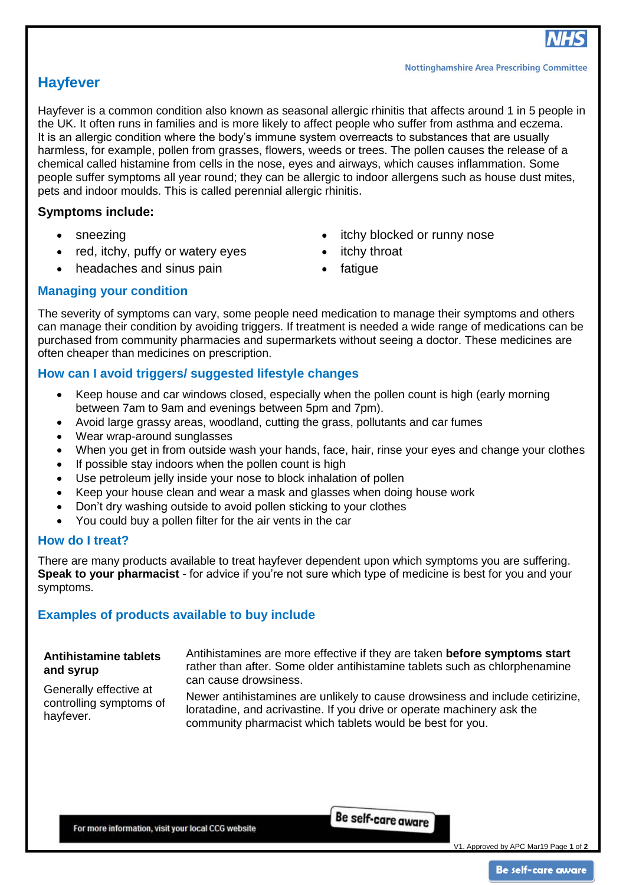Nottinghamshire Area Prescribing Committee

# Hayfever

Hayfever is a common condition also known as seasonal allergic rhinitis that affects around 1 in 5 people in the UK. It often runs in families and is more likely to affect people who suffer from asthma and eczema. It is an allergic condition where the body's immune system overreacts to substances that are usually harmless, for example, pollen from grasses, flowers, weeds or trees. The pollen causes the release of a chemical called histamine from cells in the nose, eyes and airways, which causes inflammation. Some people suffer symptoms all year round; they can be allergic to indoor allergens such as house dust mites, pets and indoor moulds. This is called perennial allergic rhinitis.

**Symptoms include:**

- sneezing
- red, itchy, puffy or watery eyes
- headaches and sinus pain
- itchy blocked or runny nose
- itchy throat
- fatigue

## Managing your condition

The severity of symptoms can vary, some people need medication to manage their symptoms and others can manage their condition by avoiding triggers. If treatment is needed a wide range of medications can be purchased from community pharmacies and supermarkets without seeing a doctor. These medicines are often cheaper than medicines on prescription.

## How can I avoid triggers/ suggested lifestyle changes

- Keep house and car windows closed, especially when the pollen count is high (early morning between 7am to 9am and evenings between 5pm and 7pm).
- Avoid large grassy areas, woodland, cutting the grass, pollutants and car fumes
- Wear wrap-around sunglasses
- When you get in from outside wash your hands, face, hair, rinse your eyes and change your clothes
- If possible stay indoors when the pollen count is high
- Use petroleum jelly inside your nose to block inhalation of pollen
- Keep your house clean and wear a mask and glasses when doing house work
- Don't dry washing outside to avoid pollen sticking to your clothes
- You could buy a pollen filter for the air vents in the car

## How do I treat?

There are many products available to treat hayfever dependent upon which symptoms you are suffering. **Speak to your pharmacist** - for advice if you're not sure which type of medicine is best for you and your symptoms.

## Examples of products available to buy include

| | |
|---|---|
| **Antihistamine tablets and syrup**<br><br>Generally effective at controlling symptoms of hayfever. | Antihistamines are more effective if they are taken **before symptoms start** rather than after. Some older antihistamine tablets such as chlorphenamine can cause drowsiness.<br><br>Newer antihistamines are unlikely to cause drowsiness and include cetirizine, loratadine, and acrivastine. If you drive or operate machinery ask the community pharmacist which tablets would be best for you. |

For more information, visit your local CCG website

Be self-care aware

V1. Approved by APC Mar19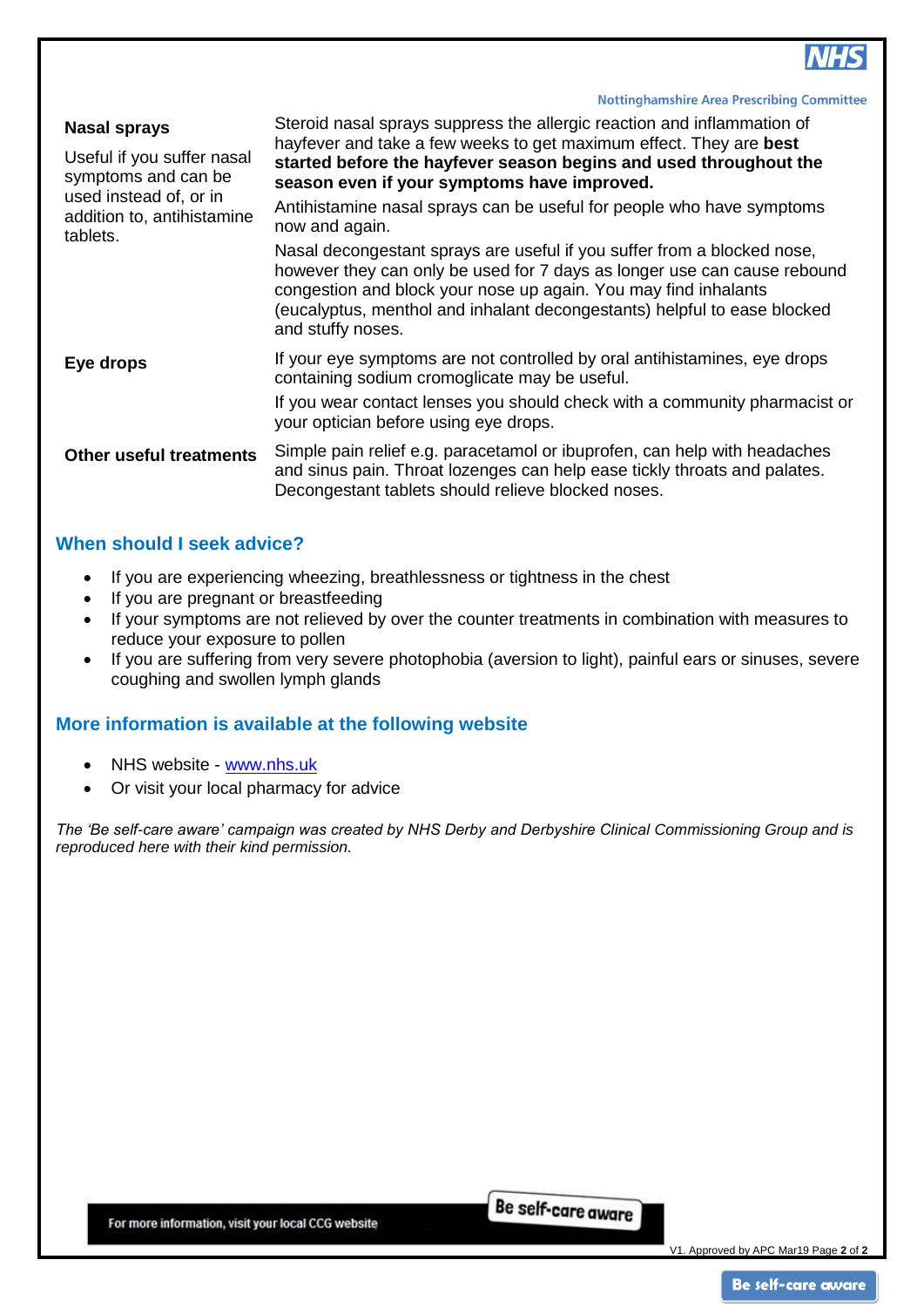| | |
|---|---|
| **Nasal sprays**<br><br>Useful if you suffer nasal symptoms and can be used instead of, or in addition to, antihistamine tablets. | Steroid nasal sprays suppress the allergic reaction and inflammation of hayfever and take a few weeks to get maximum effect. They are **best started before the hayfever season begins and used throughout the season even if your symptoms have improved.**<br><br>Antihistamine nasal sprays can be useful for people who have symptoms now and again.<br><br>Nasal decongestant sprays are useful if you suffer from a blocked nose, however they can only be used for 7 days as longer use can cause rebound congestion and block your nose up again. You may find inhalants (eucalyptus, menthol and inhalant decongestants) helpful to ease blocked and stuffy noses. |
| **Eye drops** | If your eye symptoms are not controlled by oral antihistamines, eye drops containing sodium cromoglicate may be useful.<br><br>If you wear contact lenses you should check with a community pharmacist or your optician before using eye drops. |
| **Other useful treatments** | Simple pain relief e.g. paracetamol or ibuprofen, can help with headaches and sinus pain. Throat lozenges can help ease tickly throats and palates. Decongestant tablets should relieve blocked noses. |

## When should I seek advice?

- If you are experiencing wheezing, breathlessness or tightness in the chest
- If you are pregnant or breastfeeding
- If your symptoms are not relieved by over the counter treatments in combination with measures to reduce your exposure to pollen
- If you are suffering from very severe photophobia (aversion to light), painful ears or sinuses, severe coughing and swollen lymph glands

## More information is available at the following website

- NHS website - www.nhs.uk
- Or visit your local pharmacy for advice

*The 'Be self-care aware' campaign was created by NHS Derby and Derbyshire Clinical Commissioning Group and is reproduced here with their kind permission.*

For more information, visit your local CCG website

Be self-care aware

V1. Approved by APC Mar19